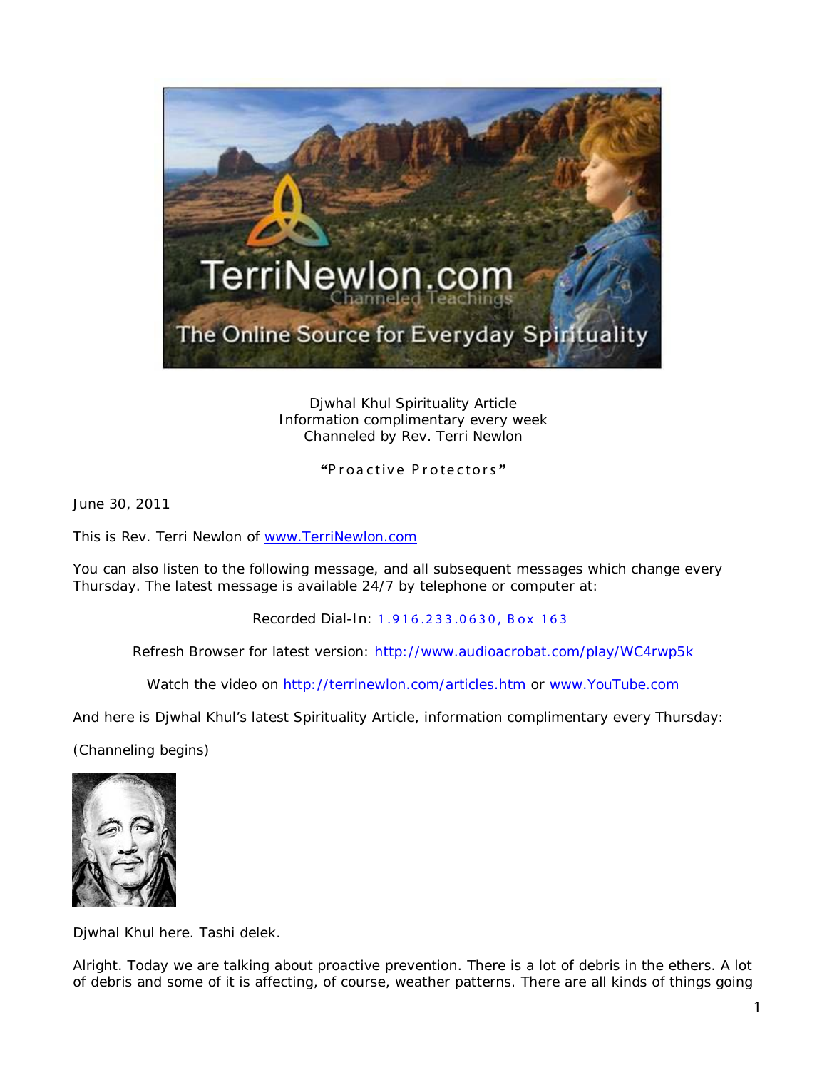Djwhal Khul Spirituality Article
Information complimentary every week
Channeled by Rev. Terri Newlon

"Proactive Protectors"

June 30, 2011

This is Rev. Terri Newlon of www.TerriNewlon.com

You can also listen to the following message, and all subsequent messages which change every Thursday. The latest message is available 24/7 by telephone or computer at:

Recorded Dial-In: 1.916.233.0630, Box 163

Refresh Browser for latest version: http://www.audioacrobat.com/play/WC4rwp5k

Watch the video on http://terrinewlon.com/articles.htm or www.YouTube.com

And here is Djwhal Khul's latest Spirituality Article, information complimentary every Thursday:

(Channeling begins)

Djwhal Khul here. Tashi delek.

Alright. Today we are talking about proactive prevention. There is a lot of debris in the ethers. A lot of debris and some of it is affecting, of course, weather patterns. There are all kinds of things going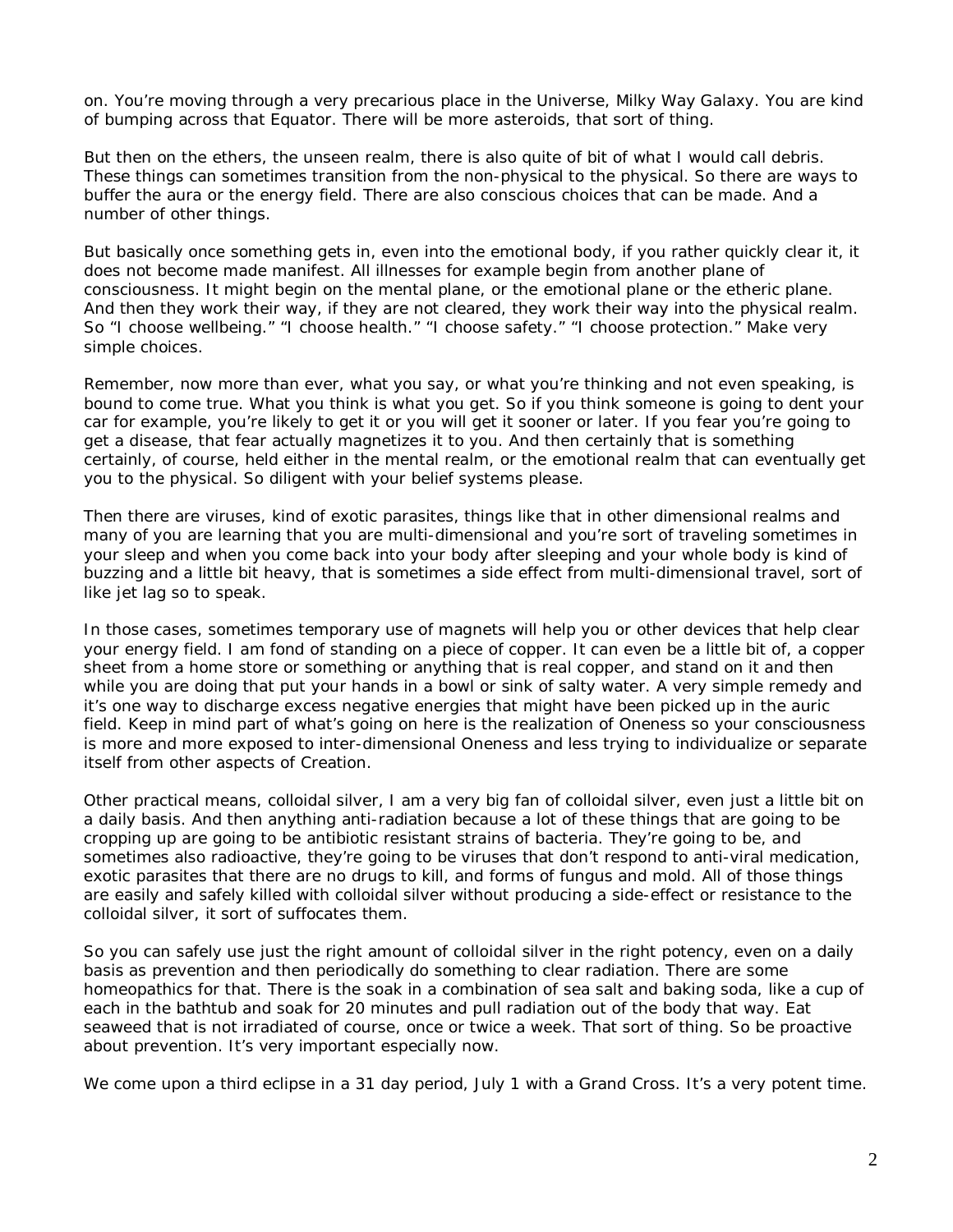on. You're moving through a very precarious place in the Universe, Milky Way Galaxy. You are kind of bumping across that Equator. There will be more asteroids, that sort of thing.

But then on the ethers, the unseen realm, there is also quite of bit of what I would call debris. These things can sometimes transition from the non-physical to the physical. So there are ways to buffer the aura or the energy field. There are also conscious choices that can be made. And a number of other things.

But basically once something gets in, even into the emotional body, if you rather quickly clear it, it does not become made manifest. All illnesses for example begin from another plane of consciousness. It might begin on the mental plane, or the emotional plane or the etheric plane. And then they work their way, if they are not cleared, they work their way into the physical realm. So "I choose wellbeing." "I choose health." "I choose safety." "I choose protection." Make very simple choices.

Remember, now more than ever, what you say, or what you're thinking and not even speaking, is bound to come true. What you think is what you get. So if you think someone is going to dent your car for example, you're likely to get it or you will get it sooner or later. If you fear you're going to get a disease, that fear actually magnetizes it to you. And then certainly that is something certainly, of course, held either in the mental realm, or the emotional realm that can eventually get you to the physical. So diligent with your belief systems please.

Then there are viruses, kind of exotic parasites, things like that in other dimensional realms and many of you are learning that you are multi-dimensional and you're sort of traveling sometimes in your sleep and when you come back into your body after sleeping and your whole body is kind of buzzing and a little bit heavy, that is sometimes a side effect from multi-dimensional travel, sort of like jet lag so to speak.

In those cases, sometimes temporary use of magnets will help you or other devices that help clear your energy field. I am fond of standing on a piece of copper. It can even be a little bit of, a copper sheet from a home store or something or anything that is real copper, and stand on it and then while you are doing that put your hands in a bowl or sink of salty water. A very simple remedy and it's one way to discharge excess negative energies that might have been picked up in the auric field. Keep in mind part of what's going on here is the realization of Oneness so your consciousness is more and more exposed to inter-dimensional Oneness and less trying to individualize or separate itself from other aspects of Creation.

Other practical means, colloidal silver, I am a very big fan of colloidal silver, even just a little bit on a daily basis. And then anything anti-radiation because a lot of these things that are going to be cropping up are going to be antibiotic resistant strains of bacteria. They're going to be, and sometimes also radioactive, they're going to be viruses that don't respond to anti-viral medication, exotic parasites that there are no drugs to kill, and forms of fungus and mold. All of those things are easily and safely killed with colloidal silver without producing a side-effect or resistance to the colloidal silver, it sort of suffocates them.

So you can safely use just the right amount of colloidal silver in the right potency, even on a daily basis as prevention and then periodically do something to clear radiation. There are some homeopathics for that. There is the soak in a combination of sea salt and baking soda, like a cup of each in the bathtub and soak for 20 minutes and pull radiation out of the body that way. Eat seaweed that is not irradiated of course, once or twice a week. That sort of thing. So be proactive about prevention. It's very important especially now.

We come upon a third eclipse in a 31 day period, July 1 with a Grand Cross. It's a very potent time.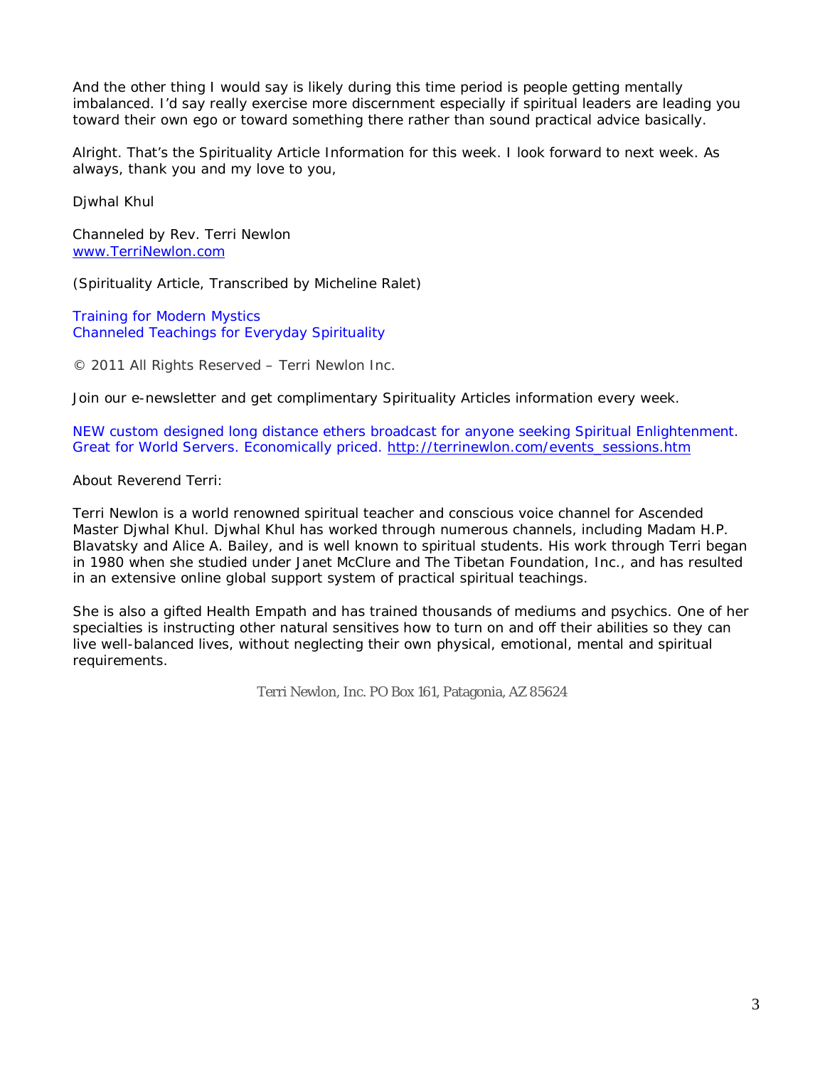And the other thing I would say is likely during this time period is people getting mentally imbalanced. I'd say really exercise more discernment especially if spiritual leaders are leading you toward their own ego or toward something there rather than sound practical advice basically.

Alright. That's the Spirituality Article Information for this week. I look forward to next week. As always, thank you and my love to you,

Djwhal Khul

Channeled by Rev. Terri Newlon
[www.TerriNewlon.com](http://www.TerriNewlon.com)

(Spirituality Article, Transcribed by Micheline Ralet)

Training for Modern Mystics
Channeled Teachings for Everyday Spirituality

© 2011 All Rights Reserved – Terri Newlon Inc.

Join our e-newsletter and get complimentary Spirituality Articles information every week.

NEW custom designed long distance ethers broadcast for anyone seeking Spiritual Enlightenment. Great for World Servers. Economically priced. [http://terrinewlon.com/events_sessions.htm](http://terrinewlon.com/events_sessions.htm)

About Reverend Terri:

Terri Newlon is a world renowned spiritual teacher and conscious voice channel for Ascended Master Djwhal Khul. Djwhal Khul has worked through numerous channels, including Madam H.P. Blavatsky and Alice A. Bailey, and is well known to spiritual students. His work through Terri began in 1980 when she studied under Janet McClure and The Tibetan Foundation, Inc., and has resulted in an extensive online global support system of practical spiritual teachings.

She is also a gifted Health Empath and has trained thousands of mediums and psychics. One of her specialties is instructing other natural sensitives how to turn on and off their abilities so they can live well-balanced lives, without neglecting their own physical, emotional, mental and spiritual requirements.

Terri Newlon, Inc. PO Box 161, Patagonia, AZ 85624